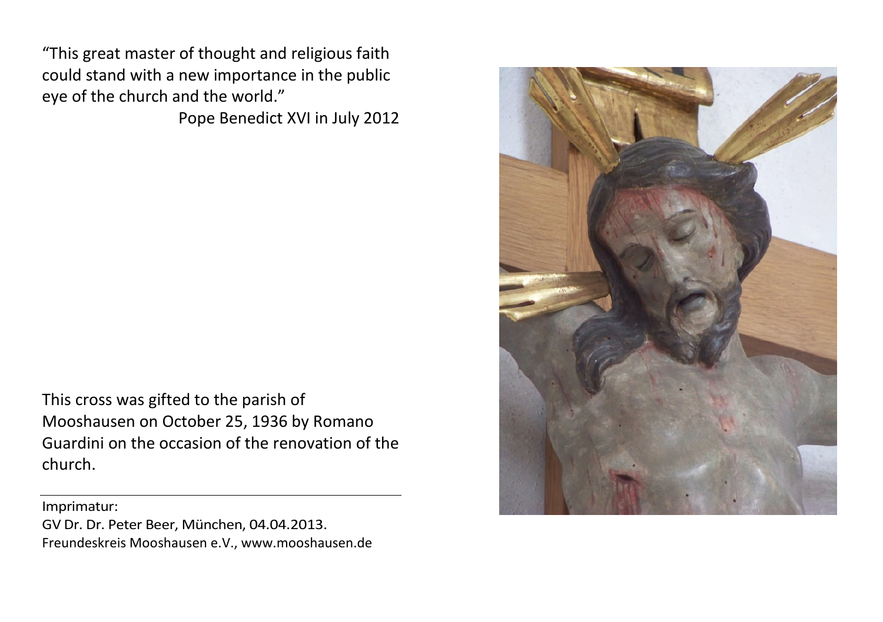"This great master of thought and religious faith could stand with a new importance in the public eye of the church and the world."

Pope Benedict XVI in July 2012

This cross was gifted to the parish of Mooshausen on October 25, 1936 by Romano Guardini on the occasion of the renovation of the church.

---

Imprimatur:
GV Dr. Dr. Peter Beer, München, 04.04.2013.
Freundeskreis Mooshausen e.V., www.mooshausen.de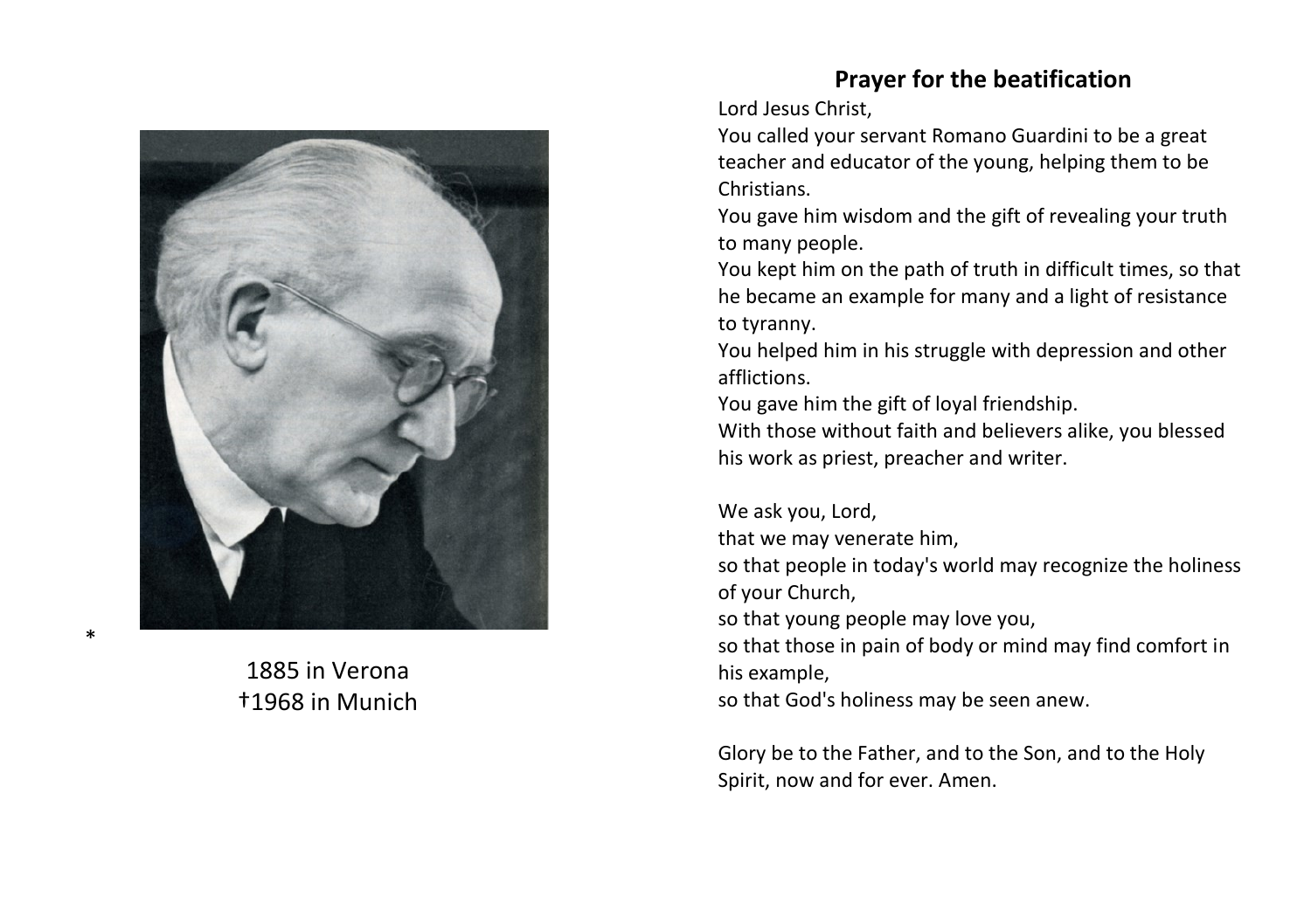\* 1885 in Verona
†1968 in Munich

## Prayer for the beatification

Lord Jesus Christ,
You called your servant Romano Guardini to be a great teacher and educator of the young, helping them to be Christians.
You gave him wisdom and the gift of revealing your truth to many people.
You kept him on the path of truth in difficult times, so that he became an example for many and a light of resistance to tyranny.
You helped him in his struggle with depression and other afflictions.
You gave him the gift of loyal friendship.
With those without faith and believers alike, you blessed his work as priest, preacher and writer.

We ask you, Lord,
that we may venerate him,
so that people in today's world may recognize the holiness of your Church,
so that young people may love you,
so that those in pain of body or mind may find comfort in his example,
so that God's holiness may be seen anew.

Glory be to the Father, and to the Son, and to the Holy Spirit, now and for ever. Amen.